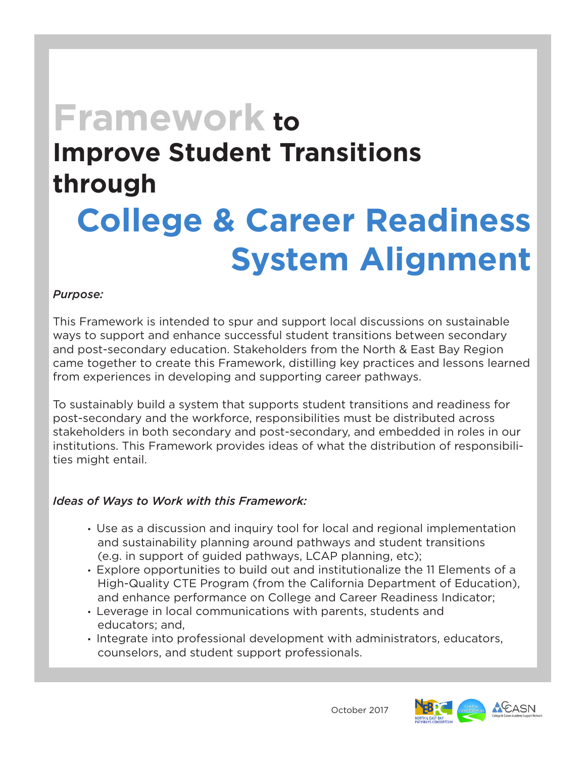# Framework to Improve Student Transitions through College & Career Readiness System Alignment

*Purpose:*

This Framework is intended to spur and support local discussions on sustainable ways to support and enhance successful student transitions between secondary and post-secondary education. Stakeholders from the North & East Bay Region came together to create this Framework, distilling key practices and lessons learned from experiences in developing and supporting career pathways.

To sustainably build a system that supports student transitions and readiness for post-secondary and the workforce, responsibilities must be distributed across stakeholders in both secondary and post-secondary, and embedded in roles in our institutions. This Framework provides ideas of what the distribution of responsibilities might entail.

*Ideas of Ways to Work with this Framework:*

- Use as a discussion and inquiry tool for local and regional implementation and sustainability planning around pathways and student transitions (e.g. in support of guided pathways, LCAP planning, etc);
- Explore opportunities to build out and institutionalize the 11 Elements of a High-Quality CTE Program (from the California Department of Education), and enhance performance on College and Career Readiness Indicator;
- Leverage in local communications with parents, students and educators; and,
- Integrate into professional development with administrators, educators, counselors, and student support professionals.

October 2017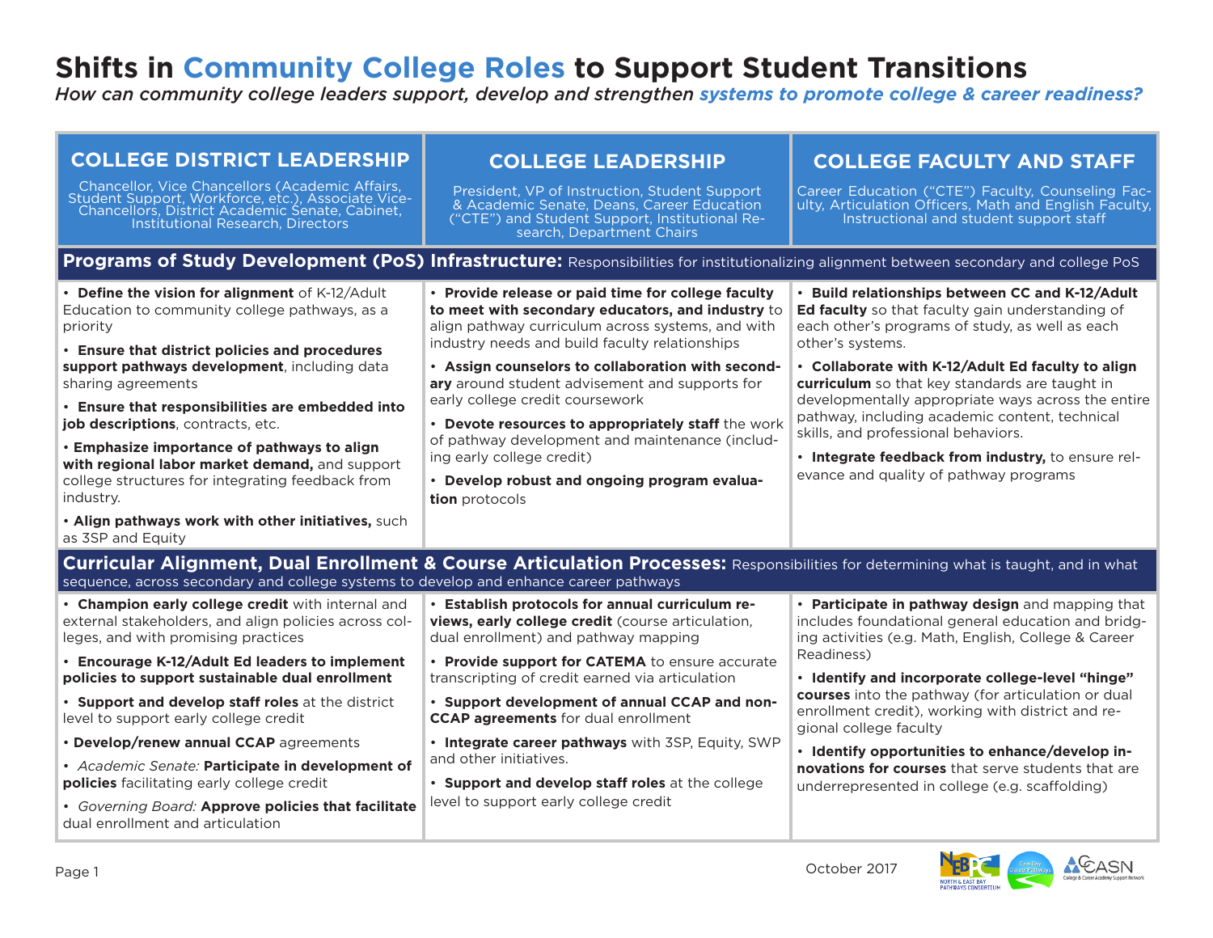# Shifts in Community College Roles to Support Student Transitions

*How can community college leaders support, develop and strengthen systems to promote college & career readiness?*

| COLLEGE DISTRICT LEADERSHIP | COLLEGE LEADERSHIP | COLLEGE FACULTY AND STAFF |
|---|---|---|
| Chancellor, Vice Chancellors (Academic Affairs, Student Support, Workforce, etc.), Associate Vice-Chancellors, District Academic Senate, Cabinet, Institutional Research, Directors | President, VP of Instruction, Student Support & Academic Senate, Deans, Career Education ("CTE") and Student Support, Institutional Research, Department Chairs | Career Education ("CTE") Faculty, Counseling Faculty, Articulation Officers, Math and English Faculty, Instructional and student support staff |
| **Programs of Study Development (PoS) Infrastructure:** Responsibilities for institutionalizing alignment between secondary and college PoS | | |
| • **Define the vision for alignment** of K-12/Adult Education to community college pathways, as a priority<br>• **Ensure that district policies and procedures support pathways development**, including data sharing agreements<br>• **Ensure that responsibilities are embedded into job descriptions**, contracts, etc.<br>• **Emphasize importance of pathways to align with regional labor market demand,** and support college structures for integrating feedback from industry.<br>• **Align pathways work with other initiatives,** such as 3SP and Equity | • **Provide release or paid time for college faculty to meet with secondary educators, and industry** to align pathway curriculum across systems, and with industry needs and build faculty relationships<br>• **Assign counselors to collaboration with secondary** around student advisement and supports for early college credit coursework<br>• **Devote resources to appropriately staff** the work of pathway development and maintenance (including early college credit)<br>• **Develop robust and ongoing program evaluation** protocols | • **Build relationships between CC and K-12/Adult Ed faculty** so that faculty gain understanding of each other's programs of study, as well as each other's systems.<br>• **Collaborate with K-12/Adult Ed faculty to align curriculum** so that key standards are taught in developmentally appropriate ways across the entire pathway, including academic content, technical skills, and professional behaviors.<br>• **Integrate feedback from industry,** to ensure relevance and quality of pathway programs |
| **Curricular Alignment, Dual Enrollment & Course Articulation Processes:** Responsibilities for determining what is taught, and in what sequence, across secondary and college systems to develop and enhance career pathways | | |
| • **Champion early college credit** with internal and external stakeholders, and align policies across colleges, and with promising practices<br>• **Encourage K-12/Adult Ed leaders to implement policies to support sustainable dual enrollment**<br>• **Support and develop staff roles** at the district level to support early college credit<br>• **Develop/renew annual CCAP** agreements<br>• *Academic Senate:* **Participate in development of policies** facilitating early college credit<br>• *Governing Board:* **Approve policies that facilitate** dual enrollment and articulation | • **Establish protocols for annual curriculum reviews, early college credit** (course articulation, dual enrollment) and pathway mapping<br>• **Provide support for CATEMA** to ensure accurate transcripting of credit earned via articulation<br>• **Support development of annual CCAP and non-CCAP agreements** for dual enrollment<br>• **Integrate career pathways** with 3SP, Equity, SWP and other initiatives.<br>• **Support and develop staff roles** at the college level to support early college credit | • **Participate in pathway design** and mapping that includes foundational general education and bridging activities (e.g. Math, English, College & Career Readiness)<br>• **Identify and incorporate college-level "hinge" courses** into the pathway (for articulation or dual enrollment credit), working with district and regional college faculty<br>• **Identify opportunities to enhance/develop innovations for courses** that serve students that are underrepresented in college (e.g. scaffolding) |

October 2017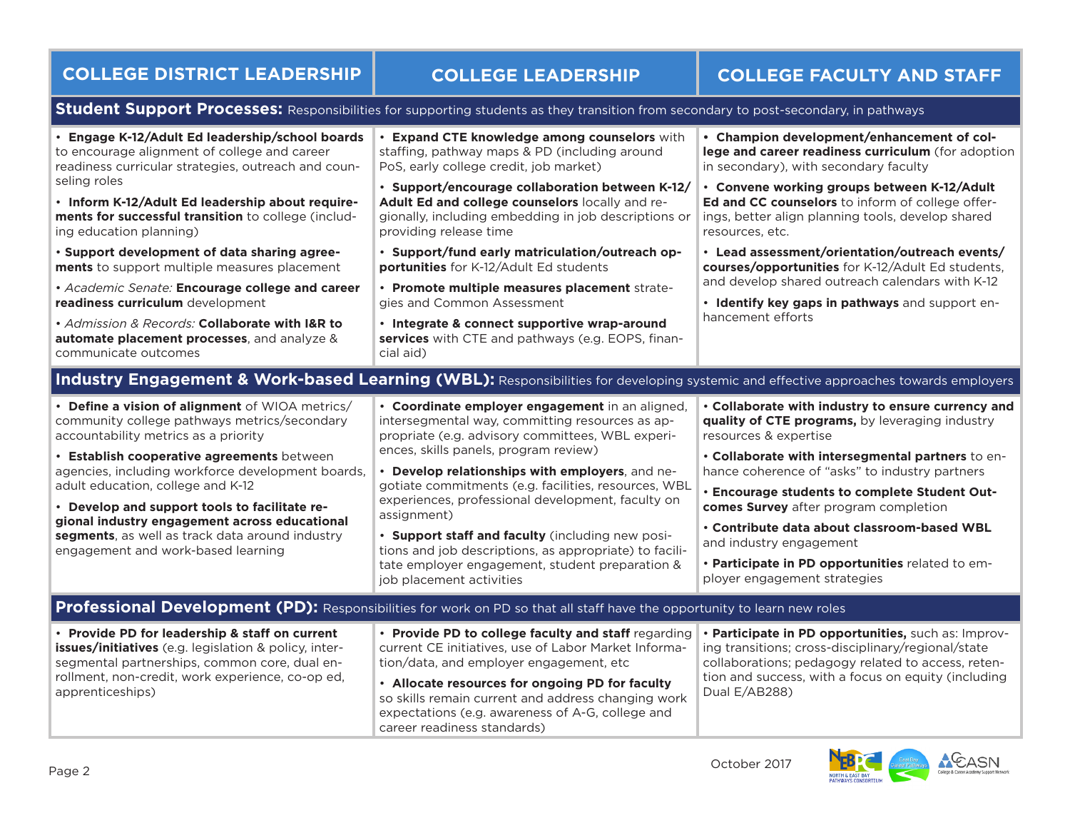| COLLEGE DISTRICT LEADERSHIP | COLLEGE LEADERSHIP | COLLEGE FACULTY AND STAFF |
|---|---|---|
| **Student Support Processes:** Responsibilities for supporting students as they transition from secondary to post-secondary, in pathways | | |
| • **Engage K-12/Adult Ed leadership/school boards** to encourage alignment of college and career readiness curricular strategies, outreach and counseling roles<br><br>• **Inform K-12/Adult Ed leadership about requirements for successful transition** to college (including education planning)<br><br>• **Support development of data sharing agreements** to support multiple measures placement<br><br>• *Academic Senate:* **Encourage college and career readiness curriculum** development<br><br>• *Admission & Records:* **Collaborate with I&R to automate placement processes**, and analyze & communicate outcomes | • **Expand CTE knowledge among counselors** with staffing, pathway maps & PD (including around PoS, early college credit, job market)<br><br>• **Support/encourage collaboration between K-12/Adult Ed and college counselors** locally and regionally, including embedding in job descriptions or providing release time<br><br>• **Support/fund early matriculation/outreach opportunities** for K-12/Adult Ed students<br><br>• **Promote multiple measures placement** strategies and Common Assessment<br><br>• **Integrate & connect supportive wrap-around services** with CTE and pathways (e.g. EOPS, financial aid) | • **Champion development/enhancement of college and career readiness curriculum** (for adoption in secondary), with secondary faculty<br><br>• **Convene working groups between K-12/Adult Ed and CC counselors** to inform of college offerings, better align planning tools, develop shared resources, etc.<br><br>• **Lead assessment/orientation/outreach events/courses/opportunities** for K-12/Adult Ed students, and develop shared outreach calendars with K-12<br><br>• **Identify key gaps in pathways** and support enhancement efforts |
| **Industry Engagement & Work-based Learning (WBL):** Responsibilities for developing systemic and effective approaches towards employers | | |
| • **Define a vision of alignment** of WIOA metrics/community college pathways metrics/secondary accountability metrics as a priority<br><br>• **Establish cooperative agreements** between agencies, including workforce development boards, adult education, college and K-12<br><br>• **Develop and support tools to facilitate regional industry engagement across educational segments**, as well as track data around industry engagement and work-based learning | • **Coordinate employer engagement** in an aligned, intersegmental way, committing resources as appropriate (e.g. advisory committees, WBL experiences, skills panels, program review)<br><br>• **Develop relationships with employers**, and negotiate commitments (e.g. facilities, resources, WBL experiences, professional development, faculty on assignment)<br><br>• **Support staff and faculty** (including new positions and job descriptions, as appropriate) to facilitate employer engagement, student preparation & job placement activities | • **Collaborate with industry to ensure currency and quality of CTE programs,** by leveraging industry resources & expertise<br><br>• **Collaborate with intersegmental partners** to enhance coherence of "asks" to industry partners<br><br>• **Encourage students to complete Student Outcomes Survey** after program completion<br><br>• **Contribute data about classroom-based WBL** and industry engagement<br><br>• **Participate in PD opportunities** related to employer engagement strategies |
| **Professional Development (PD):** Responsibilities for work on PD so that all staff have the opportunity to learn new roles | | |
| • **Provide PD for leadership & staff on current issues/initiatives** (e.g. legislation & policy, intersegmental partnerships, common core, dual enrollment, non-credit, work experience, co-op ed, apprenticeships) | • **Provide PD to college faculty and staff** regarding current CE initiatives, use of Labor Market Information/data, and employer engagement, etc<br><br>• **Allocate resources for ongoing PD for faculty** so skills remain current and address changing work expectations (e.g. awareness of A-G, college and career readiness standards) | • **Participate in PD opportunities,** such as: Improving transitions; cross-disciplinary/regional/state collaborations; pedagogy related to access, retention and success, with a focus on equity (including Dual E/AB288) |

October 2017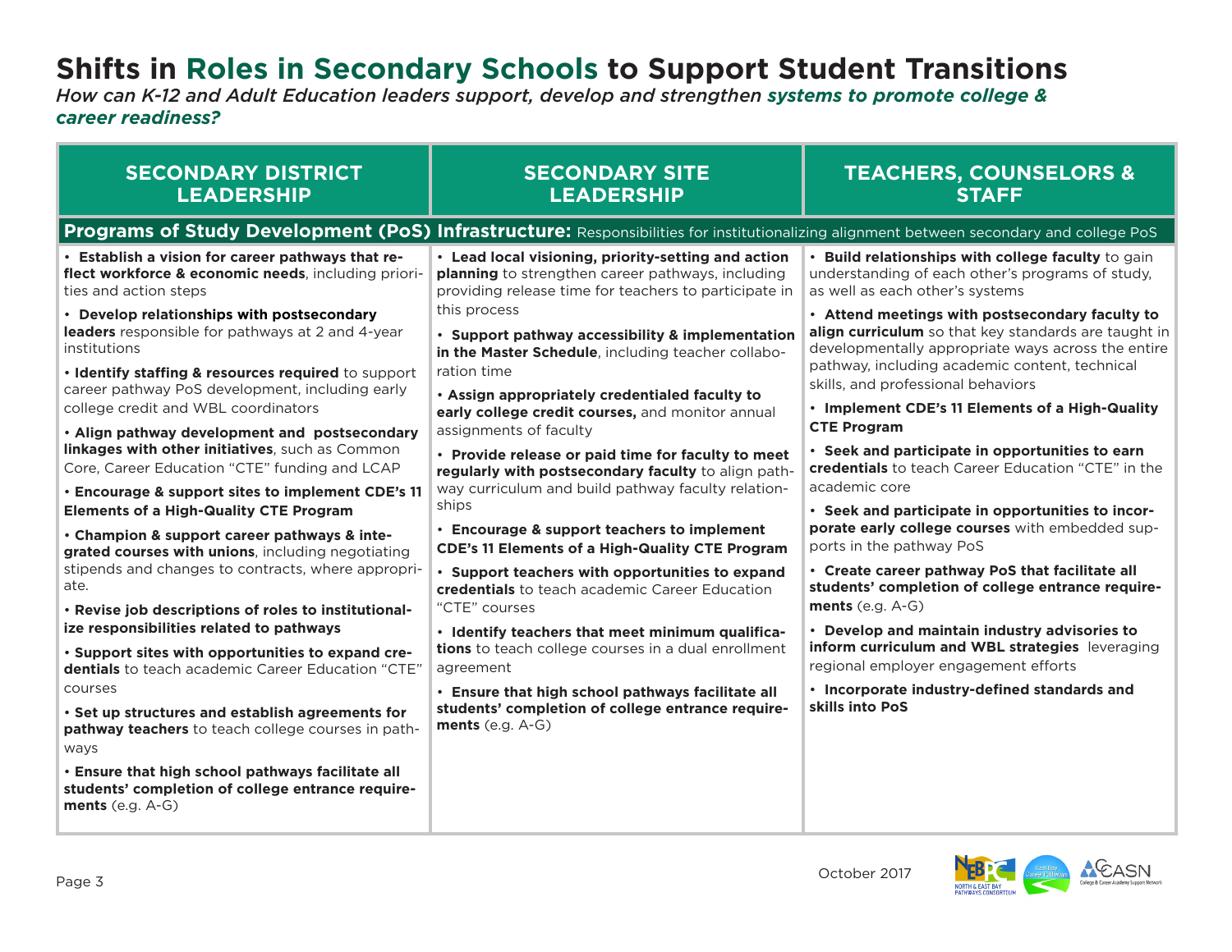# Shifts in Roles in Secondary Schools to Support Student Transitions

*How can K-12 and Adult Education leaders support, develop and strengthen* ***systems to promote college & career readiness?***

| SECONDARY DISTRICT LEADERSHIP | SECONDARY SITE LEADERSHIP | TEACHERS, COUNSELORS & STAFF |
|---|---|---|
| **Programs of Study Development (PoS) Infrastructure:** Responsibilities for institutionalizing alignment between secondary and college PoS | | |
| • **Establish a vision for career pathways that reflect workforce & economic needs**, including priorities and action steps<br>• **Develop relationships with postsecondary leaders** responsible for pathways at 2 and 4-year institutions<br>• **Identify staffing & resources required** to support career pathway PoS development, including early college credit and WBL coordinators<br>• **Align pathway development and postsecondary linkages with other initiatives**, such as Common Core, Career Education "CTE" funding and LCAP<br>• **Encourage & support sites to implement CDE's 11 Elements of a High-Quality CTE Program**<br>• **Champion & support career pathways & integrated courses with unions**, including negotiating stipends and changes to contracts, where appropriate.<br>• **Revise job descriptions of roles to institutionalize responsibilities related to pathways**<br>• **Support sites with opportunities to expand credentials** to teach academic Career Education "CTE" courses<br>• **Set up structures and establish agreements for pathway teachers** to teach college courses in pathways<br>• **Ensure that high school pathways facilitate all students' completion of college entrance requirements** (e.g. A-G) | • **Lead local visioning, priority-setting and action planning** to strengthen career pathways, including providing release time for teachers to participate in this process<br>• **Support pathway accessibility & implementation in the Master Schedule**, including teacher collaboration time<br>• **Assign appropriately credentialed faculty to early college credit courses,** and monitor annual assignments of faculty<br>• **Provide release or paid time for faculty to meet regularly with postsecondary faculty** to align pathway curriculum and build pathway faculty relationships<br>• **Encourage & support teachers to implement CDE's 11 Elements of a High-Quality CTE Program**<br>• **Support teachers with opportunities to expand credentials** to teach academic Career Education "CTE" courses<br>• **Identify teachers that meet minimum qualifications** to teach college courses in a dual enrollment agreement<br>• **Ensure that high school pathways facilitate all students' completion of college entrance requirements** (e.g. A-G) | • **Build relationships with college faculty** to gain understanding of each other's programs of study, as well as each other's systems<br>• **Attend meetings with postsecondary faculty to align curriculum** so that key standards are taught in developmentally appropriate ways across the entire pathway, including academic content, technical skills, and professional behaviors<br>• **Implement CDE's 11 Elements of a High-Quality CTE Program**<br>• **Seek and participate in opportunities to earn credentials** to teach Career Education "CTE" in the academic core<br>• **Seek and participate in opportunities to incorporate early college courses** with embedded supports in the pathway PoS<br>• **Create career pathway PoS that facilitate all students' completion of college entrance requirements** (e.g. A-G)<br>• **Develop and maintain industry advisories to inform curriculum and WBL strategies** leveraging regional employer engagement efforts<br>• **Incorporate industry-defined standards and skills into PoS** |

October 2017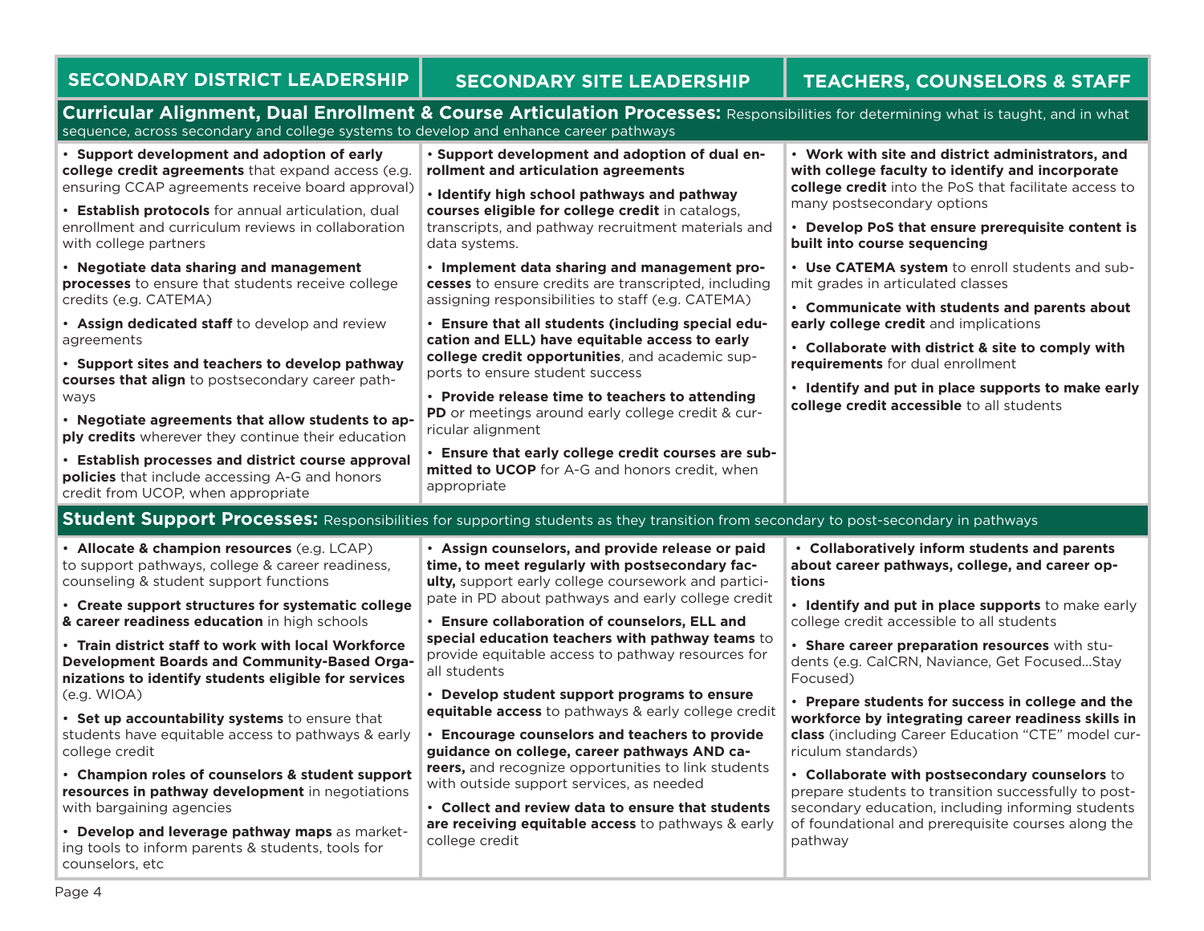| SECONDARY DISTRICT LEADERSHIP | SECONDARY SITE LEADERSHIP | TEACHERS, COUNSELORS & STAFF |
|---|---|---|
| **Curricular Alignment, Dual Enrollment & Course Articulation Processes:** Responsibilities for determining what is taught, and in what sequence, across secondary and college systems to develop and enhance career pathways | | |
| • **Support development and adoption of early college credit agreements** that expand access (e.g. ensuring CCAP agreements receive board approval)<br>• **Establish protocols** for annual articulation, dual enrollment and curriculum reviews in collaboration with college partners<br>• **Negotiate data sharing and management processes** to ensure that students receive college credits (e.g. CATEMA)<br>• **Assign dedicated staff** to develop and review agreements<br>• **Support sites and teachers to develop pathway courses that align** to postsecondary career pathways<br>• **Negotiate agreements that allow students to apply credits** wherever they continue their education<br>• **Establish processes and district course approval policies** that include accessing A-G and honors credit from UCOP, when appropriate | • **Support development and adoption of dual enrollment and articulation agreements**<br>• **Identify high school pathways and pathway courses eligible for college credit** in catalogs, transcripts, and pathway recruitment materials and data systems.<br>• **Implement data sharing and management processes** to ensure credits are transcripted, including assigning responsibilities to staff (e.g. CATEMA)<br>• **Ensure that all students (including special education and ELL) have equitable access to early college credit opportunities**, and academic supports to ensure student success<br>• **Provide release time to teachers to attending PD** or meetings around early college credit & curricular alignment<br>• **Ensure that early college credit courses are submitted to UCOP** for A-G and honors credit, when appropriate | • **Work with site and district administrators, and with college faculty to identify and incorporate college credit** into the PoS that facilitate access to many postsecondary options<br>• **Develop PoS that ensure prerequisite content is built into course sequencing**<br>• **Use CATEMA system** to enroll students and submit grades in articulated classes<br>• **Communicate with students and parents about early college credit** and implications<br>• **Collaborate with district & site to comply with requirements** for dual enrollment<br>• **Identify and put in place supports to make early college credit accessible** to all students |
| **Student Support Processes:** Responsibilities for supporting students as they transition from secondary to post-secondary in pathways | | |
| • **Allocate & champion resources** (e.g. LCAP) to support pathways, college & career readiness, counseling & student support functions<br>• **Create support structures for systematic college & career readiness education** in high schools<br>• **Train district staff to work with local Workforce Development Boards and Community-Based Organizations to identify students eligible for services** (e.g. WIOA)<br>• **Set up accountability systems** to ensure that students have equitable access to pathways & early college credit<br>• **Champion roles of counselors & student support resources in pathway development** in negotiations with bargaining agencies<br>• **Develop and leverage pathway maps** as marketing tools to inform parents & students, tools for counselors, etc | • **Assign counselors, and provide release or paid time, to meet regularly with postsecondary faculty,** support early college coursework and participate in PD about pathways and early college credit<br>• **Ensure collaboration of counselors, ELL and special education teachers with pathway teams** to provide equitable access to pathway resources for all students<br>• **Develop student support programs to ensure equitable access** to pathways & early college credit<br>• **Encourage counselors and teachers to provide guidance on college, career pathways AND careers,** and recognize opportunities to link students with outside support services, as needed<br>• **Collect and review data to ensure that students are receiving equitable access** to pathways & early college credit | • **Collaboratively inform students and parents about career pathways, college, and career options**<br>• **Identify and put in place supports** to make early college credit accessible to all students<br>• **Share career preparation resources** with students (e.g. CalCRN, Naviance, Get Focused...Stay Focused)<br>• **Prepare students for success in college and the workforce by integrating career readiness skills in class** (including Career Education "CTE" model curriculum standards)<br>• **Collaborate with postsecondary counselors** to prepare students to transition successfully to postsecondary education, including informing students of foundational and prerequisite courses along the pathway |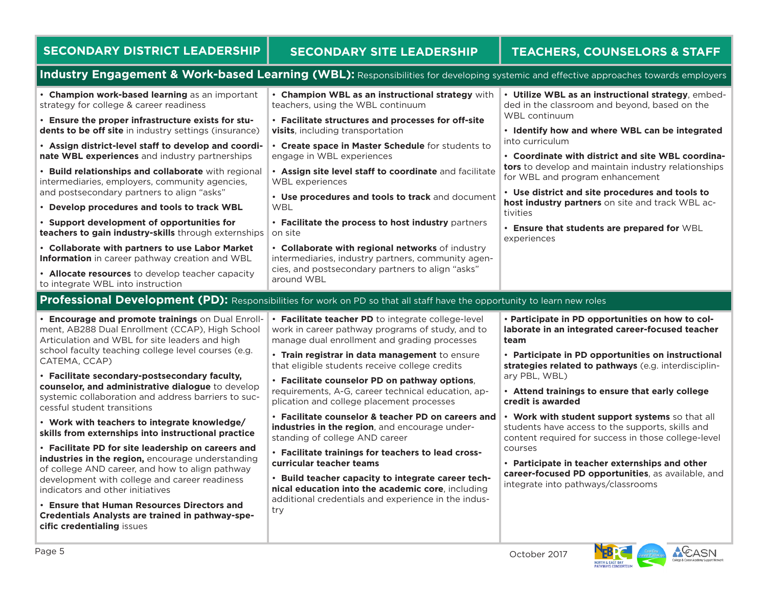| SECONDARY DISTRICT LEADERSHIP | SECONDARY SITE LEADERSHIP | TEACHERS, COUNSELORS & STAFF |
|---|---|---|
| **Industry Engagement & Work-based Learning (WBL):** Responsibilities for developing systemic and effective approaches towards employers | | |
| • **Champion work-based learning** as an important strategy for college & career readiness<br>• **Ensure the proper infrastructure exists for students to be off site** in industry settings (insurance)<br>• **Assign district-level staff to develop and coordinate WBL experiences** and industry partnerships<br>• **Build relationships and collaborate** with regional intermediaries, employers, community agencies, and postsecondary partners to align "asks"<br>• **Develop procedures and tools to track WBL**<br>• **Support development of opportunities for teachers to gain industry-skills** through externships<br>• **Collaborate with partners to use Labor Market Information** in career pathway creation and WBL<br>• **Allocate resources** to develop teacher capacity to integrate WBL into instruction | • **Champion WBL as an instructional strategy** with teachers, using the WBL continuum<br>• **Facilitate structures and processes for off-site visits**, including transportation<br>• **Create space in Master Schedule** for students to engage in WBL experiences<br>• **Assign site level staff to coordinate** and facilitate WBL experiences<br>• **Use procedures and tools to track** and document WBL<br>• **Facilitate the process to host industry** partners on site<br>• **Collaborate with regional networks** of industry intermediaries, industry partners, community agencies, and postsecondary partners to align "asks" around WBL | • **Utilize WBL as an instructional strategy**, embedded in the classroom and beyond, based on the WBL continuum<br>• **Identify how and where WBL can be integrated** into curriculum<br>• **Coordinate with district and site WBL coordinators** to develop and maintain industry relationships for WBL and program enhancement<br>• **Use district and site procedures and tools to host industry partners** on site and track WBL activities<br>• **Ensure that students are prepared for** WBL experiences |
| **Professional Development (PD):** Responsibilities for work on PD so that all staff have the opportunity to learn new roles | | |
| • **Encourage and promote trainings** on Dual Enrollment, AB288 Dual Enrollment (CCAP), High School Articulation and WBL for site leaders and high school faculty teaching college level courses (e.g. CATEMA, CCAP)<br>• **Facilitate secondary-postsecondary faculty, counselor, and administrative dialogue** to develop systemic collaboration and address barriers to successful student transitions<br>• **Work with teachers to integrate knowledge/skills from externships into instructional practice**<br>• **Facilitate PD for site leadership on careers and industries in the region,** encourage understanding of college AND career, and how to align pathway development with college and career readiness indicators and other initiatives<br>• **Ensure that Human Resources Directors and Credentials Analysts are trained in pathway-specific credentialing** issues | • **Facilitate teacher PD** to integrate college-level work in career pathway programs of study, and to manage dual enrollment and grading processes<br>• **Train registrar in data management** to ensure that eligible students receive college credits<br>• **Facilitate counselor PD on pathway options**, requirements, A-G, career technical education, application and college placement processes<br>• **Facilitate counselor & teacher PD on careers and industries in the region**, and encourage understanding of college AND career<br>• **Facilitate trainings for teachers to lead cross-curricular teacher teams**<br>• **Build teacher capacity to integrate career technical education into the academic core**, including additional credentials and experience in the industry | • **Participate in PD opportunities on how to collaborate in an integrated career-focused teacher team**<br>• **Participate in PD opportunities on instructional strategies related to pathways** (e.g. interdisciplinary PBL, WBL)<br>• **Attend trainings to ensure that early college credit is awarded**<br>• **Work with student support systems** so that all students have access to the supports, skills and content required for success in those college-level courses<br>• **Participate in teacher externships and other career-focused PD opportunities**, as available, and integrate into pathways/classrooms |

October 2017